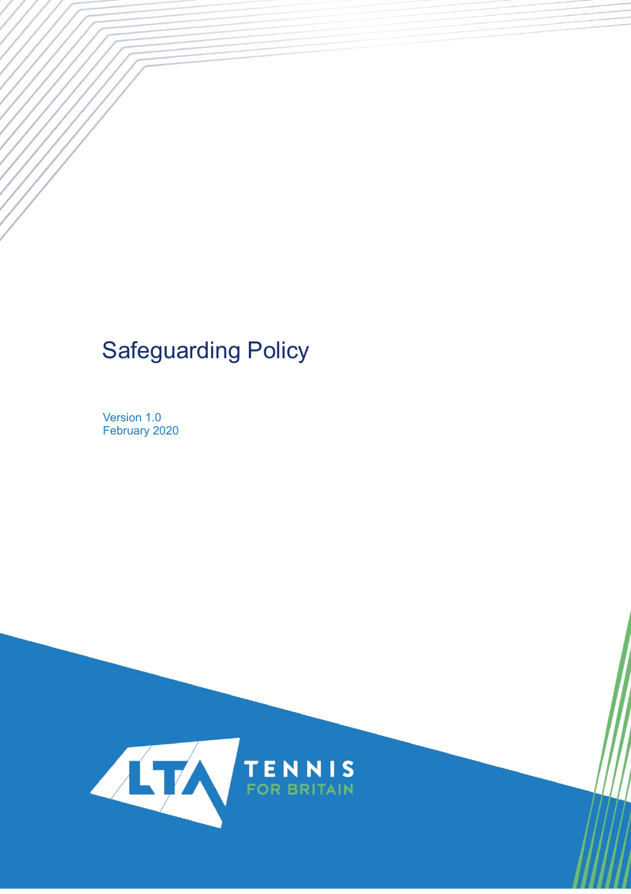# Safeguarding Policy

Version 1.0
February 2020

LTA TENNIS FOR BRITAIN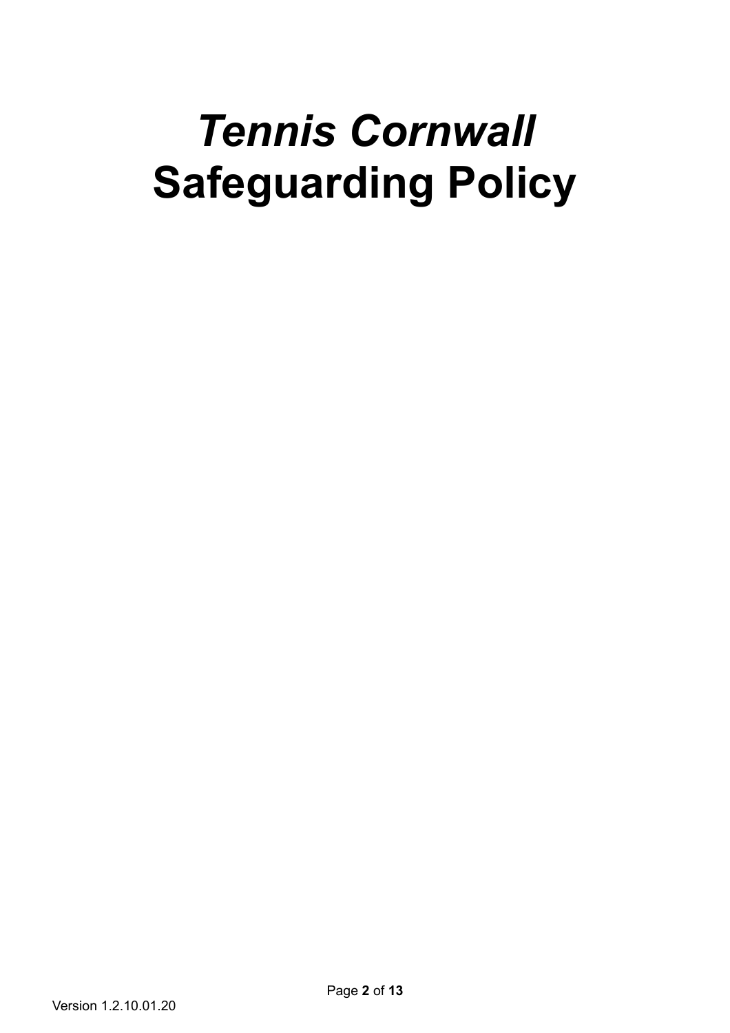# *Tennis Cornwall*
# Safeguarding Policy

Version 1.2.10.01.20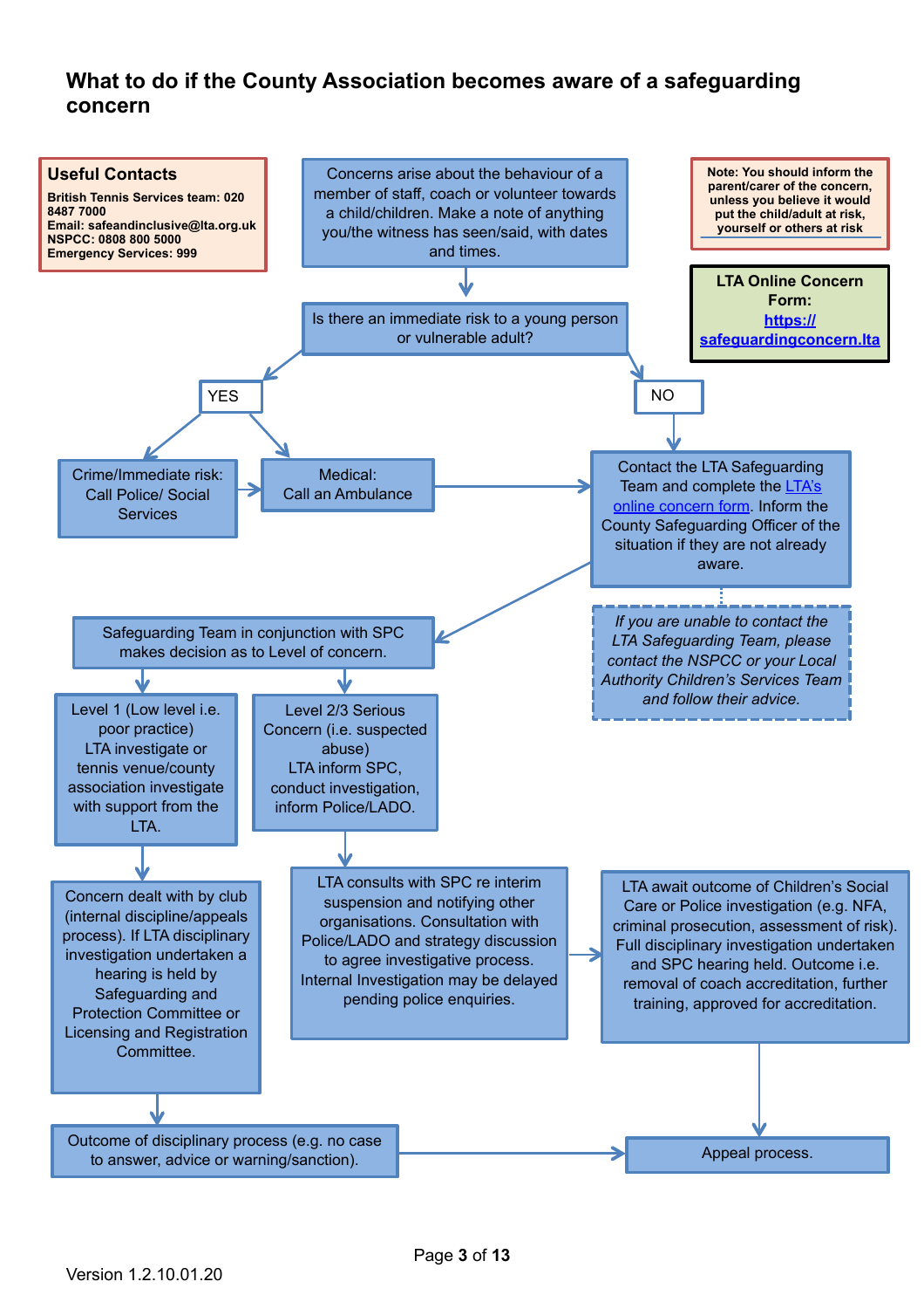## What to do if the County Association becomes aware of a safeguarding concern

**Useful Contacts**

**British Tennis Services team: 020 8487 7000**
**Email: safeandinclusive@lta.org.uk**
**NSPCC: 0808 800 5000**
**Emergency Services: 999**

Concerns arise about the behaviour of a member of staff, coach or volunteer towards a child/children. Make a note of anything you/the witness has seen/said, with dates and times.

**Note: You should inform the parent/carer of the concern, unless you believe it would put the child/adult at risk, yourself or others at risk**

**LTA Online Concern Form: [https://safeguardingconcern.lta](https://safeguardingconcern.lta)**

Is there an immediate risk to a young person or vulnerable adult?

**YES**

- Crime/Immediate risk: Call Police/ Social Services
- Medical: Call an Ambulance

**NO**

Contact the LTA Safeguarding Team and complete the LTA's online concern form. Inform the County Safeguarding Officer of the situation if they are not already aware.

*If you are unable to contact the LTA Safeguarding Team, please contact the NSPCC or your Local Authority Children's Services Team and follow their advice.*

Safeguarding Team in conjunction with SPC makes decision as to Level of concern.

**Level 1:**

Level 1 (Low level i.e. poor practice) LTA investigate or tennis venue/county association investigate with support from the LTA.

Concern dealt with by club (internal discipline/appeals process). If LTA disciplinary investigation undertaken a hearing is held by Safeguarding and Protection Committee or Licensing and Registration Committee.

Outcome of disciplinary process (e.g. no case to answer, advice or warning/sanction).

**Level 2/3:**

Level 2/3 Serious Concern (i.e. suspected abuse) LTA inform SPC, conduct investigation, inform Police/LADO.

LTA consults with SPC re interim suspension and notifying other organisations. Consultation with Police/LADO and strategy discussion to agree investigative process. Internal Investigation may be delayed pending police enquiries.

LTA await outcome of Children's Social Care or Police investigation (e.g. NFA, criminal prosecution, assessment of risk). Full disciplinary investigation undertaken and SPC hearing held. Outcome i.e. removal of coach accreditation, further training, approved for accreditation.

Appeal process.

Version 1.2.10.01.20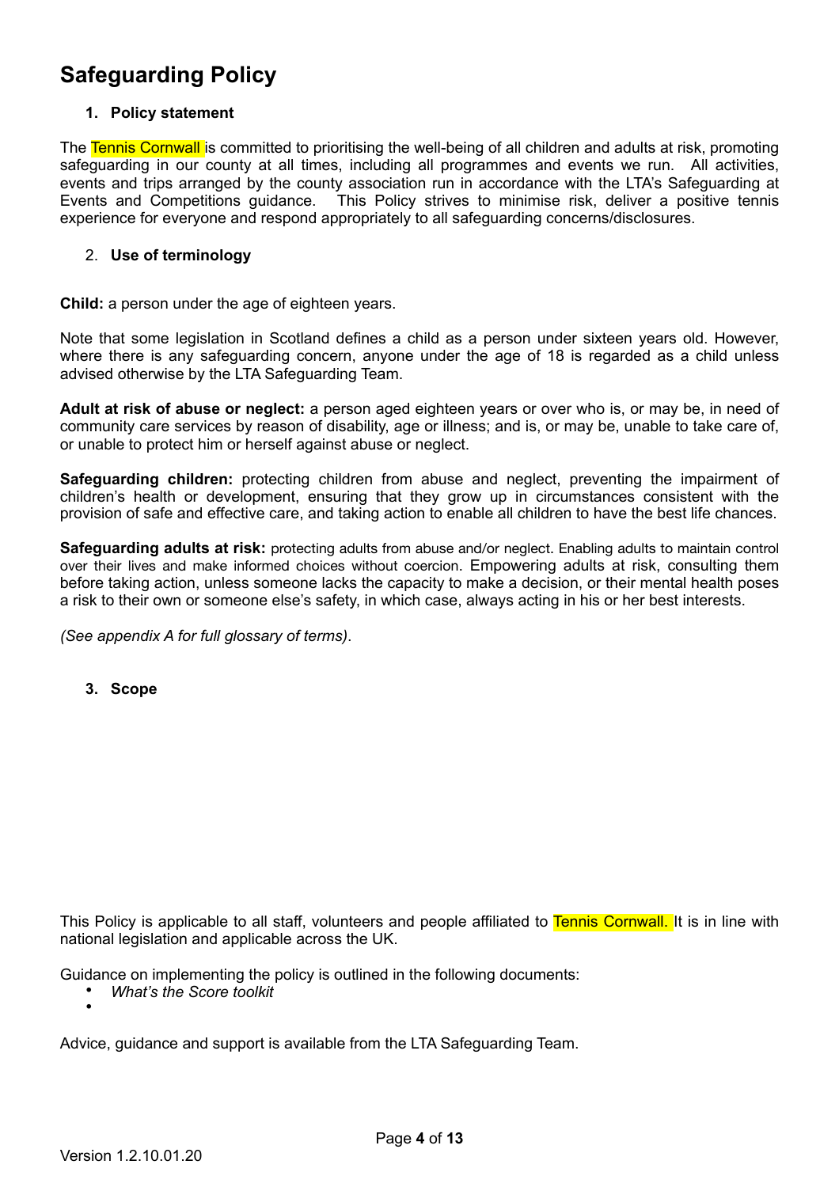# Safeguarding Policy

1. **Policy statement**

The Tennis Cornwall is committed to prioritising the well-being of all children and adults at risk, promoting safeguarding in our county at all times, including all programmes and events we run. All activities, events and trips arranged by the county association run in accordance with the LTA's Safeguarding at Events and Competitions guidance. This Policy strives to minimise risk, deliver a positive tennis experience for everyone and respond appropriately to all safeguarding concerns/disclosures.

2. **Use of terminology**

**Child:** a person under the age of eighteen years.

Note that some legislation in Scotland defines a child as a person under sixteen years old. However, where there is any safeguarding concern, anyone under the age of 18 is regarded as a child unless advised otherwise by the LTA Safeguarding Team.

**Adult at risk of abuse or neglect:** a person aged eighteen years or over who is, or may be, in need of community care services by reason of disability, age or illness; and is, or may be, unable to take care of, or unable to protect him or herself against abuse or neglect.

**Safeguarding children:** protecting children from abuse and neglect, preventing the impairment of children's health or development, ensuring that they grow up in circumstances consistent with the provision of safe and effective care, and taking action to enable all children to have the best life chances.

**Safeguarding adults at risk:** protecting adults from abuse and/or neglect. Enabling adults to maintain control over their lives and make informed choices without coercion. Empowering adults at risk, consulting them before taking action, unless someone lacks the capacity to make a decision, or their mental health poses a risk to their own or someone else's safety, in which case, always acting in his or her best interests.

*(See appendix A for full glossary of terms)*.

3. **Scope**

This Policy is applicable to all staff, volunteers and people affiliated to Tennis Cornwall. It is in line with national legislation and applicable across the UK.

Guidance on implementing the policy is outlined in the following documents:

- *What's the Score toolkit*
- 

Advice, guidance and support is available from the LTA Safeguarding Team.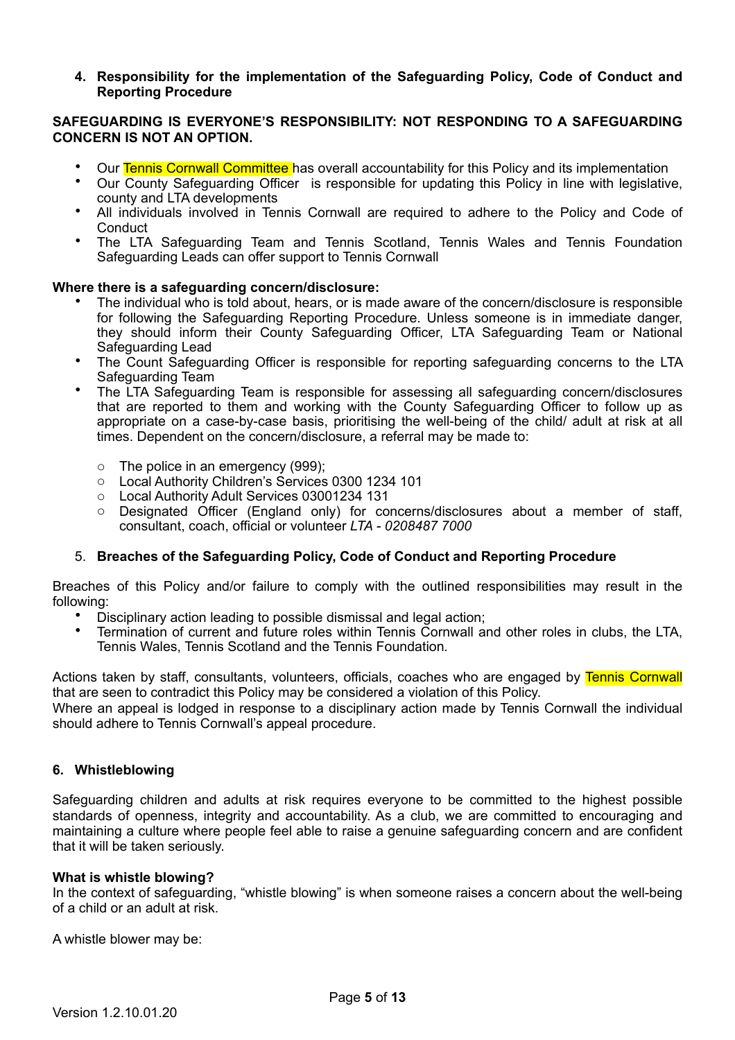**4. Responsibility for the implementation of the Safeguarding Policy, Code of Conduct and Reporting Procedure**

**SAFEGUARDING IS EVERYONE'S RESPONSIBILITY: NOT RESPONDING TO A SAFEGUARDING CONCERN IS NOT AN OPTION.**

- Our Tennis Cornwall Committee has overall accountability for this Policy and its implementation
- Our County Safeguarding Officer is responsible for updating this Policy in line with legislative, county and LTA developments
- All individuals involved in Tennis Cornwall are required to adhere to the Policy and Code of Conduct
- The LTA Safeguarding Team and Tennis Scotland, Tennis Wales and Tennis Foundation Safeguarding Leads can offer support to Tennis Cornwall

**Where there is a safeguarding concern/disclosure:**

- The individual who is told about, hears, or is made aware of the concern/disclosure is responsible for following the Safeguarding Reporting Procedure. Unless someone is in immediate danger, they should inform their County Safeguarding Officer, LTA Safeguarding Team or National Safeguarding Lead
- The Count Safeguarding Officer is responsible for reporting safeguarding concerns to the LTA Safeguarding Team
- The LTA Safeguarding Team is responsible for assessing all safeguarding concern/disclosures that are reported to them and working with the County Safeguarding Officer to follow up as appropriate on a case-by-case basis, prioritising the well-being of the child/ adult at risk at all times. Dependent on the concern/disclosure, a referral may be made to:
  - The police in an emergency (999);
  - Local Authority Children's Services 0300 1234 101
  - Local Authority Adult Services 03001234 131
  - Designated Officer (England only) for concerns/disclosures about a member of staff, consultant, coach, official or volunteer *LTA - 0208487 7000*

5. **Breaches of the Safeguarding Policy, Code of Conduct and Reporting Procedure**

Breaches of this Policy and/or failure to comply with the outlined responsibilities may result in the following:

- Disciplinary action leading to possible dismissal and legal action;
- Termination of current and future roles within Tennis Cornwall and other roles in clubs, the LTA, Tennis Wales, Tennis Scotland and the Tennis Foundation.

Actions taken by staff, consultants, volunteers, officials, coaches who are engaged by Tennis Cornwall that are seen to contradict this Policy may be considered a violation of this Policy.
Where an appeal is lodged in response to a disciplinary action made by Tennis Cornwall the individual should adhere to Tennis Cornwall's appeal procedure.

**6. Whistleblowing**

Safeguarding children and adults at risk requires everyone to be committed to the highest possible standards of openness, integrity and accountability. As a club, we are committed to encouraging and maintaining a culture where people feel able to raise a genuine safeguarding concern and are confident that it will be taken seriously.

**What is whistle blowing?**
In the context of safeguarding, "whistle blowing" is when someone raises a concern about the well-being of a child or an adult at risk.

A whistle blower may be: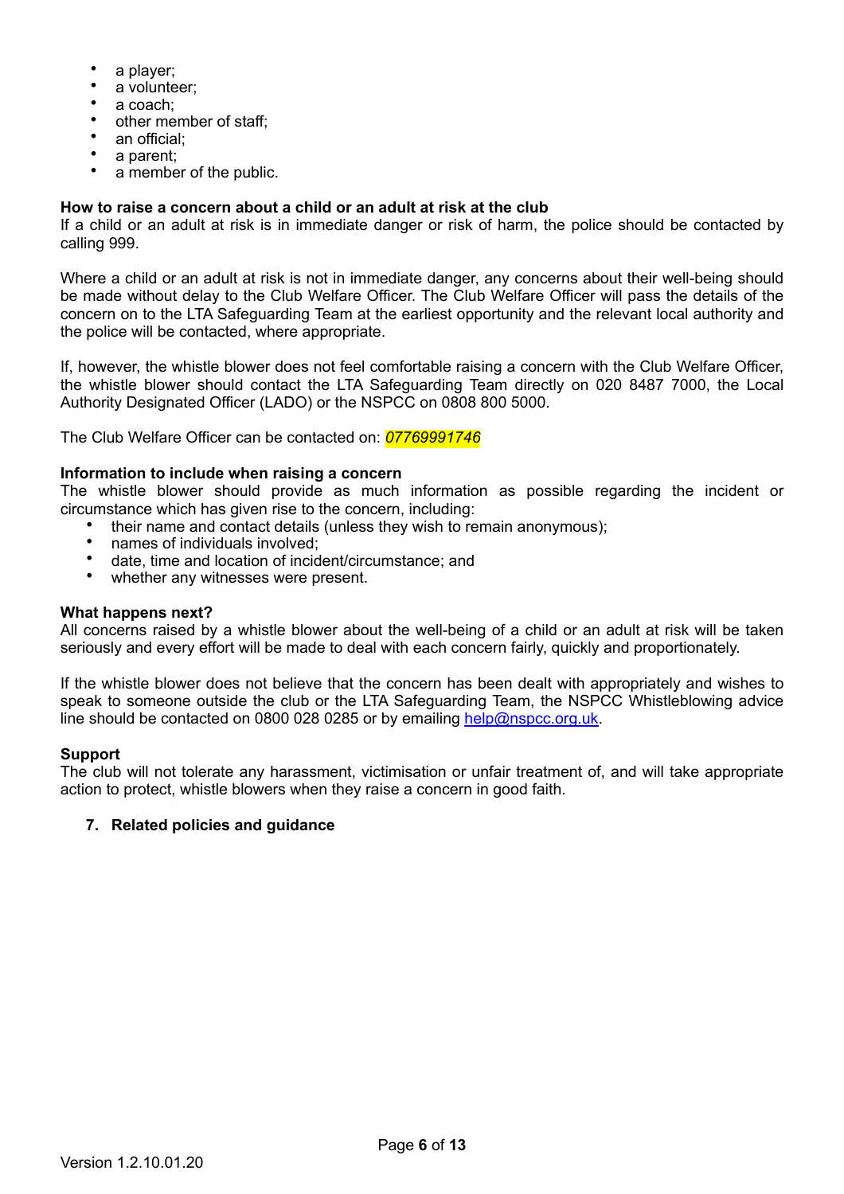- a player;
- a volunteer;
- a coach;
- other member of staff;
- an official;
- a parent;
- a member of the public.

**How to raise a concern about a child or an adult at risk at the club**

If a child or an adult at risk is in immediate danger or risk of harm, the police should be contacted by calling 999.

Where a child or an adult at risk is not in immediate danger, any concerns about their well-being should be made without delay to the Club Welfare Officer. The Club Welfare Officer will pass the details of the concern on to the LTA Safeguarding Team at the earliest opportunity and the relevant local authority and the police will be contacted, where appropriate.

If, however, the whistle blower does not feel comfortable raising a concern with the Club Welfare Officer, the whistle blower should contact the LTA Safeguarding Team directly on 020 8487 7000, the Local Authority Designated Officer (LADO) or the NSPCC on 0808 800 5000.

The Club Welfare Officer can be contacted on: *07769991746*

**Information to include when raising a concern**

The whistle blower should provide as much information as possible regarding the incident or circumstance which has given rise to the concern, including:

- their name and contact details (unless they wish to remain anonymous);
- names of individuals involved;
- date, time and location of incident/circumstance; and
- whether any witnesses were present.

**What happens next?**

All concerns raised by a whistle blower about the well-being of a child or an adult at risk will be taken seriously and every effort will be made to deal with each concern fairly, quickly and proportionately.

If the whistle blower does not believe that the concern has been dealt with appropriately and wishes to speak to someone outside the club or the LTA Safeguarding Team, the NSPCC Whistleblowing advice line should be contacted on 0800 028 0285 or by emailing help@nspcc.org.uk.

**Support**

The club will not tolerate any harassment, victimisation or unfair treatment of, and will take appropriate action to protect, whistle blowers when they raise a concern in good faith.

## 7. Related policies and guidance

Version 1.2.10.01.20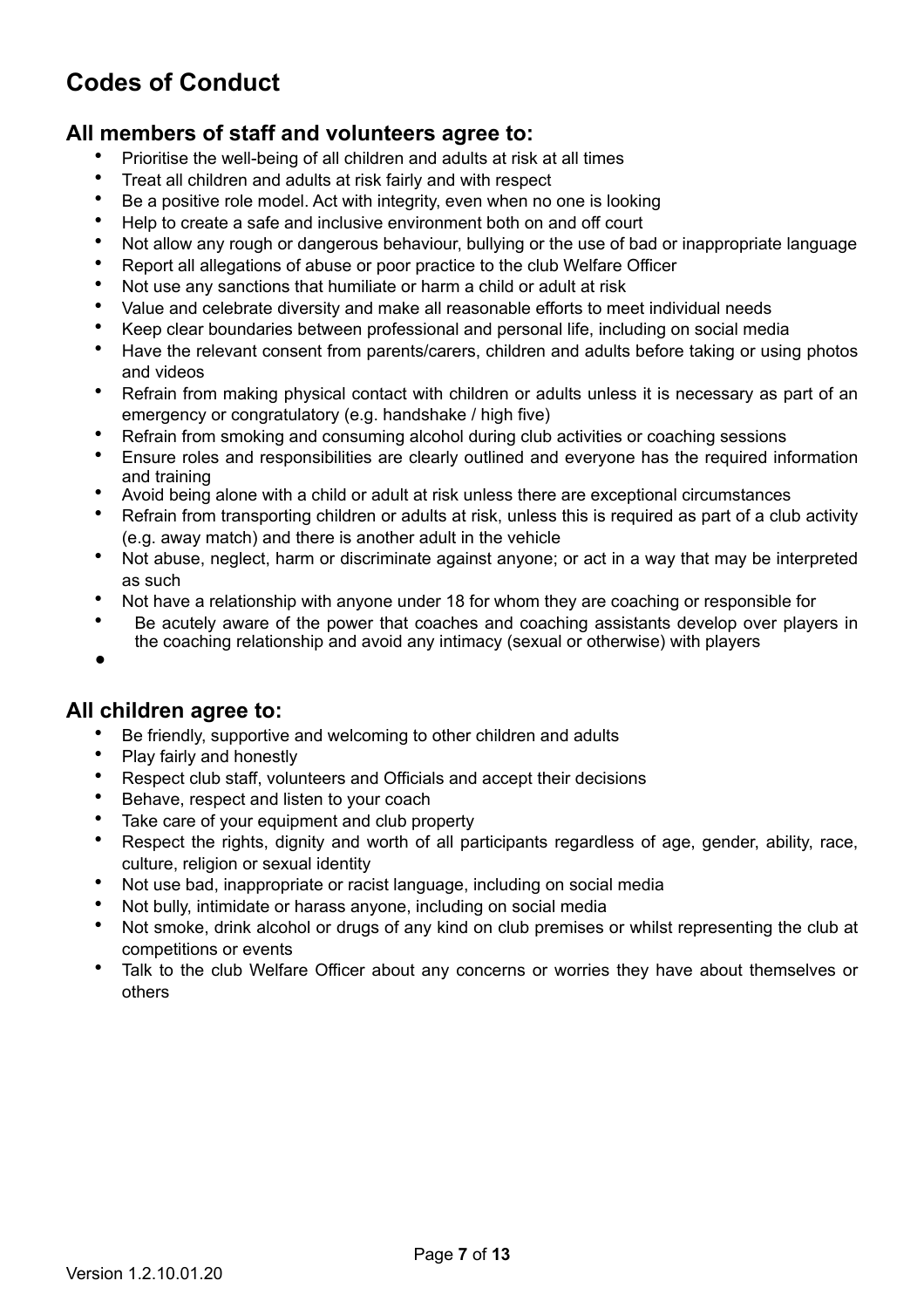# Codes of Conduct

## All members of staff and volunteers agree to:

- Prioritise the well-being of all children and adults at risk at all times
- Treat all children and adults at risk fairly and with respect
- Be a positive role model. Act with integrity, even when no one is looking
- Help to create a safe and inclusive environment both on and off court
- Not allow any rough or dangerous behaviour, bullying or the use of bad or inappropriate language
- Report all allegations of abuse or poor practice to the club Welfare Officer
- Not use any sanctions that humiliate or harm a child or adult at risk
- Value and celebrate diversity and make all reasonable efforts to meet individual needs
- Keep clear boundaries between professional and personal life, including on social media
- Have the relevant consent from parents/carers, children and adults before taking or using photos and videos
- Refrain from making physical contact with children or adults unless it is necessary as part of an emergency or congratulatory (e.g. handshake / high five)
- Refrain from smoking and consuming alcohol during club activities or coaching sessions
- Ensure roles and responsibilities are clearly outlined and everyone has the required information and training
- Avoid being alone with a child or adult at risk unless there are exceptional circumstances
- Refrain from transporting children or adults at risk, unless this is required as part of a club activity (e.g. away match) and there is another adult in the vehicle
- Not abuse, neglect, harm or discriminate against anyone; or act in a way that may be interpreted as such
- Not have a relationship with anyone under 18 for whom they are coaching or responsible for
- Be acutely aware of the power that coaches and coaching assistants develop over players in the coaching relationship and avoid any intimacy (sexual or otherwise) with players

## All children agree to:

- Be friendly, supportive and welcoming to other children and adults
- Play fairly and honestly
- Respect club staff, volunteers and Officials and accept their decisions
- Behave, respect and listen to your coach
- Take care of your equipment and club property
- Respect the rights, dignity and worth of all participants regardless of age, gender, ability, race, culture, religion or sexual identity
- Not use bad, inappropriate or racist language, including on social media
- Not bully, intimidate or harass anyone, including on social media
- Not smoke, drink alcohol or drugs of any kind on club premises or whilst representing the club at competitions or events
- Talk to the club Welfare Officer about any concerns or worries they have about themselves or others

Version 1.2.10.01.20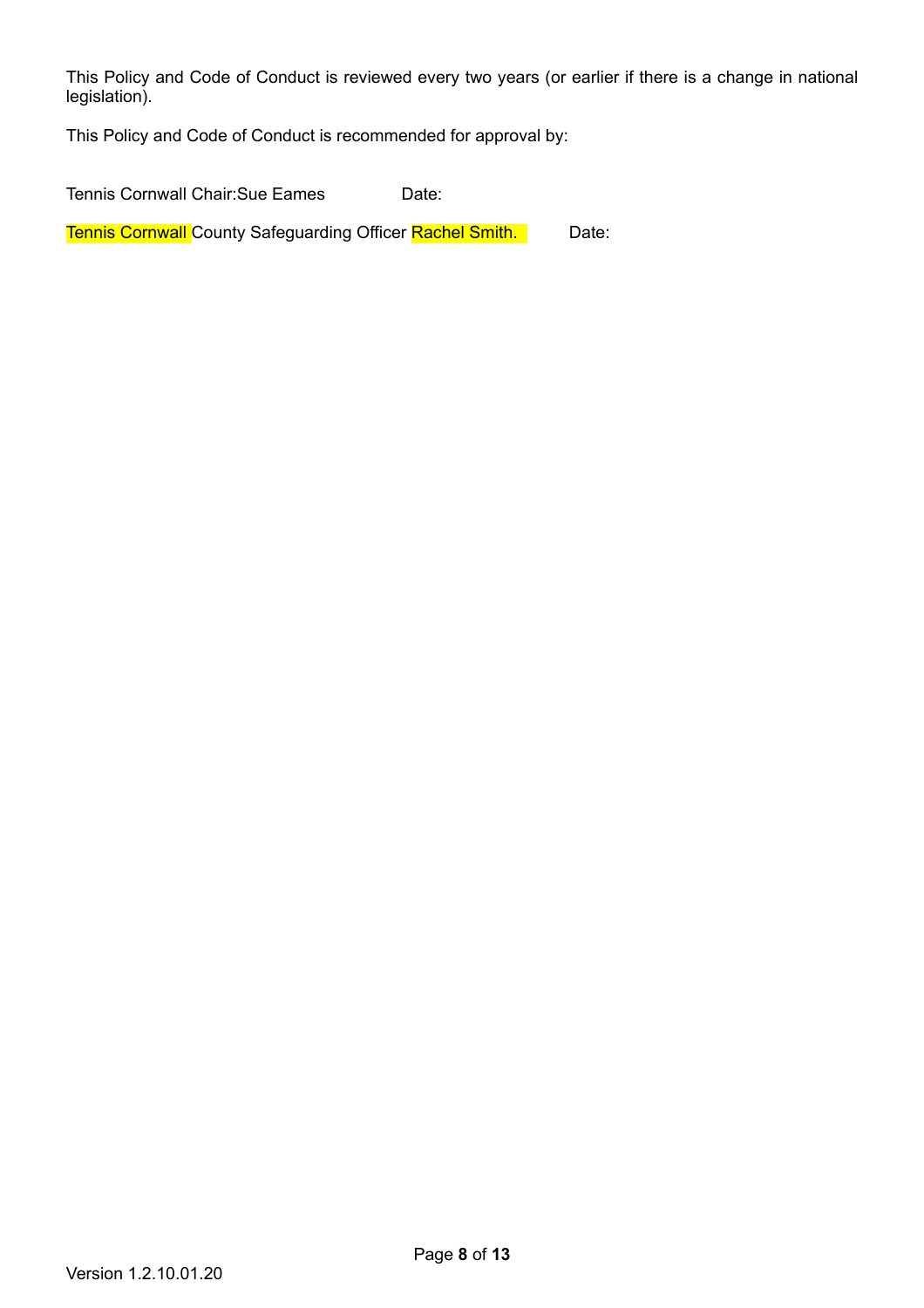This Policy and Code of Conduct is reviewed every two years (or earlier if there is a change in national legislation).

This Policy and Code of Conduct is recommended for approval by:

Tennis Cornwall Chair:Sue Eames Date:

Tennis Cornwall County Safeguarding Officer Rachel Smith. Date:

Version 1.2.10.01.20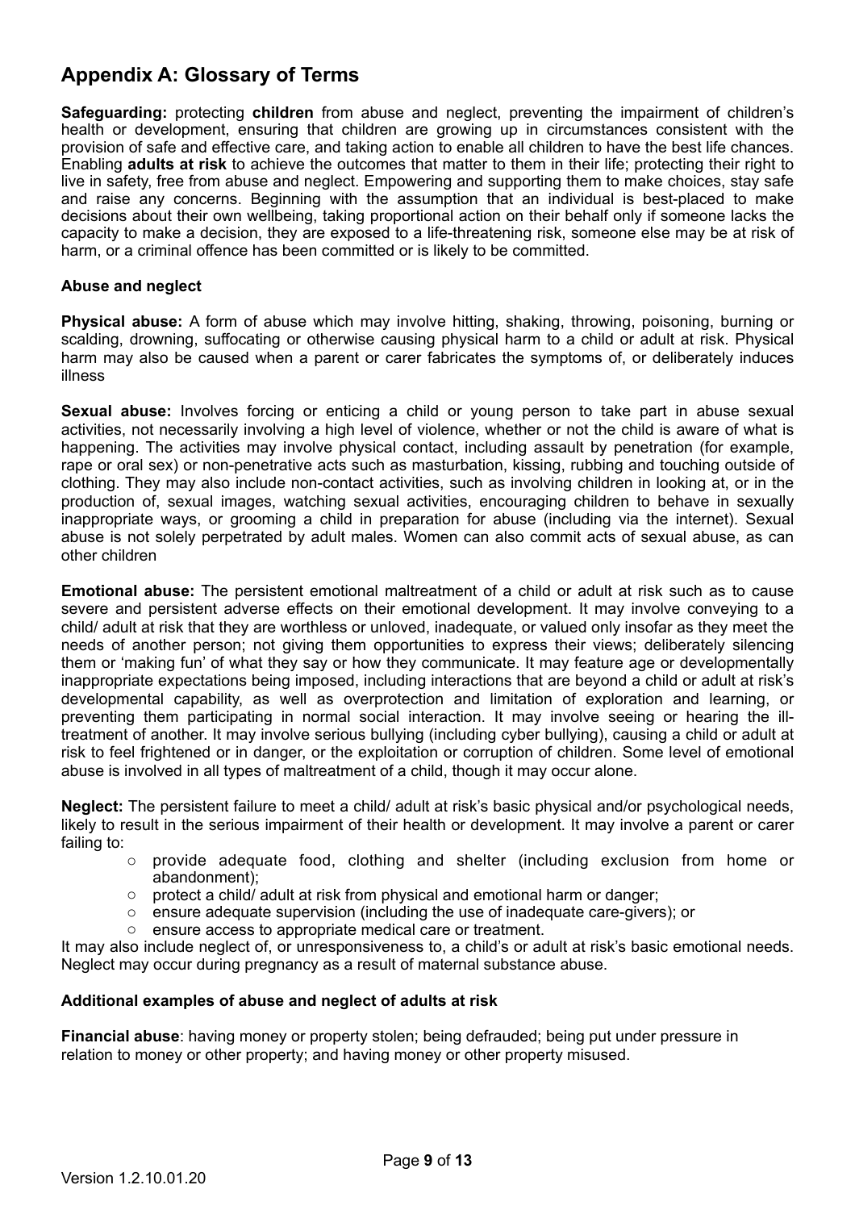## Appendix A: Glossary of Terms

**Safeguarding:** protecting **children** from abuse and neglect, preventing the impairment of children's health or development, ensuring that children are growing up in circumstances consistent with the provision of safe and effective care, and taking action to enable all children to have the best life chances. Enabling **adults at risk** to achieve the outcomes that matter to them in their life; protecting their right to live in safety, free from abuse and neglect. Empowering and supporting them to make choices, stay safe and raise any concerns. Beginning with the assumption that an individual is best-placed to make decisions about their own wellbeing, taking proportional action on their behalf only if someone lacks the capacity to make a decision, they are exposed to a life-threatening risk, someone else may be at risk of harm, or a criminal offence has been committed or is likely to be committed.

**Abuse and neglect**

**Physical abuse:** A form of abuse which may involve hitting, shaking, throwing, poisoning, burning or scalding, drowning, suffocating or otherwise causing physical harm to a child or adult at risk. Physical harm may also be caused when a parent or carer fabricates the symptoms of, or deliberately induces illness

**Sexual abuse:** Involves forcing or enticing a child or young person to take part in abuse sexual activities, not necessarily involving a high level of violence, whether or not the child is aware of what is happening. The activities may involve physical contact, including assault by penetration (for example, rape or oral sex) or non-penetrative acts such as masturbation, kissing, rubbing and touching outside of clothing. They may also include non-contact activities, such as involving children in looking at, or in the production of, sexual images, watching sexual activities, encouraging children to behave in sexually inappropriate ways, or grooming a child in preparation for abuse (including via the internet). Sexual abuse is not solely perpetrated by adult males. Women can also commit acts of sexual abuse, as can other children

**Emotional abuse:** The persistent emotional maltreatment of a child or adult at risk such as to cause severe and persistent adverse effects on their emotional development. It may involve conveying to a child/ adult at risk that they are worthless or unloved, inadequate, or valued only insofar as they meet the needs of another person; not giving them opportunities to express their views; deliberately silencing them or 'making fun' of what they say or how they communicate. It may feature age or developmentally inappropriate expectations being imposed, including interactions that are beyond a child or adult at risk's developmental capability, as well as overprotection and limitation of exploration and learning, or preventing them participating in normal social interaction. It may involve seeing or hearing the ill-treatment of another. It may involve serious bullying (including cyber bullying), causing a child or adult at risk to feel frightened or in danger, or the exploitation or corruption of children. Some level of emotional abuse is involved in all types of maltreatment of a child, though it may occur alone.

**Neglect:** The persistent failure to meet a child/ adult at risk's basic physical and/or psychological needs, likely to result in the serious impairment of their health or development. It may involve a parent or carer failing to:

- provide adequate food, clothing and shelter (including exclusion from home or abandonment);
- protect a child/ adult at risk from physical and emotional harm or danger;
- ensure adequate supervision (including the use of inadequate care-givers); or
- ensure access to appropriate medical care or treatment.

It may also include neglect of, or unresponsiveness to, a child's or adult at risk's basic emotional needs. Neglect may occur during pregnancy as a result of maternal substance abuse.

**Additional examples of abuse and neglect of adults at risk**

**Financial abuse**: having money or property stolen; being defrauded; being put under pressure in relation to money or other property; and having money or other property misused.

Version 1.2.10.01.20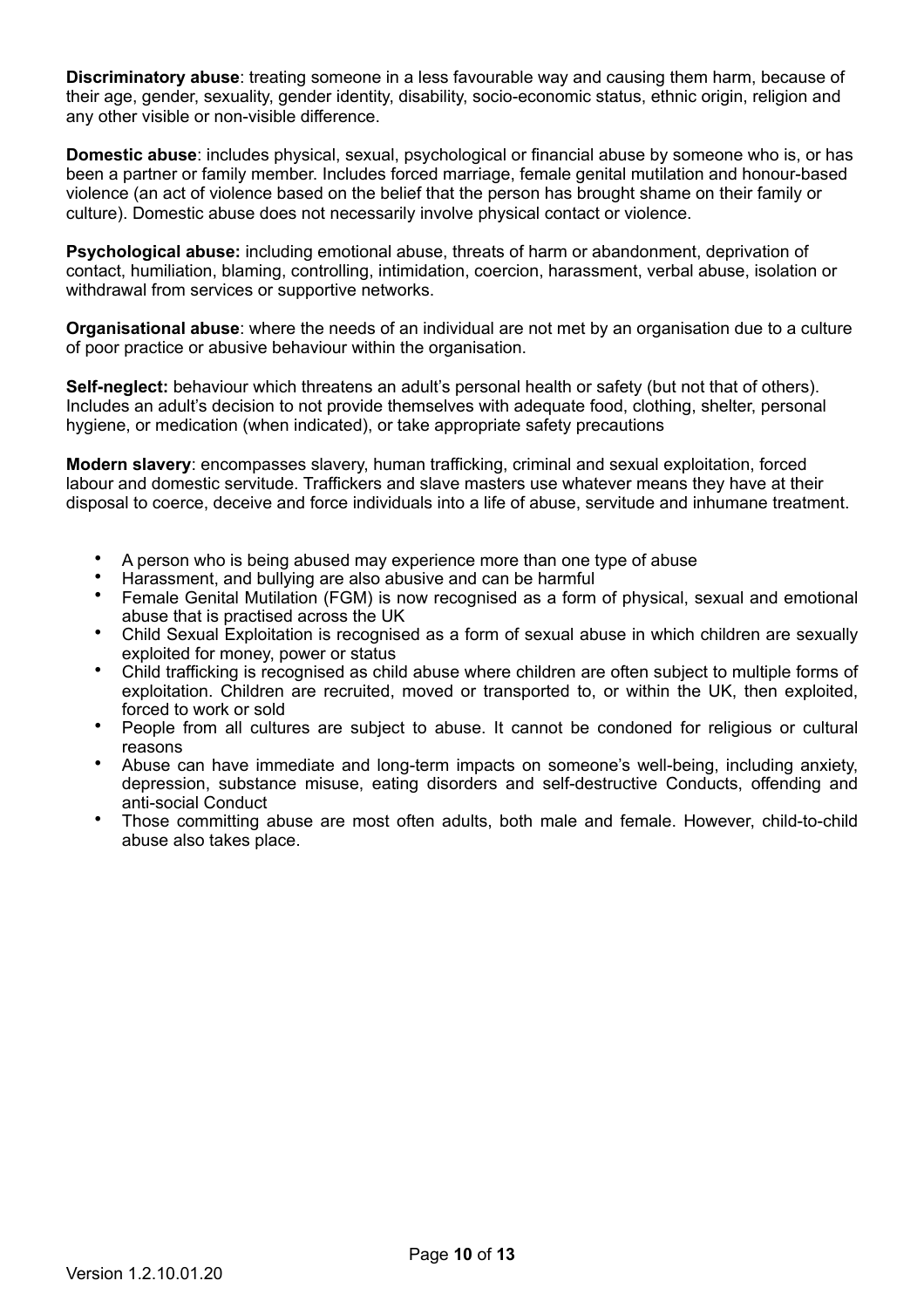**Discriminatory abuse**: treating someone in a less favourable way and causing them harm, because of their age, gender, sexuality, gender identity, disability, socio-economic status, ethnic origin, religion and any other visible or non-visible difference.

**Domestic abuse**: includes physical, sexual, psychological or financial abuse by someone who is, or has been a partner or family member. Includes forced marriage, female genital mutilation and honour-based violence (an act of violence based on the belief that the person has brought shame on their family or culture). Domestic abuse does not necessarily involve physical contact or violence.

**Psychological abuse:** including emotional abuse, threats of harm or abandonment, deprivation of contact, humiliation, blaming, controlling, intimidation, coercion, harassment, verbal abuse, isolation or withdrawal from services or supportive networks.

**Organisational abuse**: where the needs of an individual are not met by an organisation due to a culture of poor practice or abusive behaviour within the organisation.

**Self-neglect:** behaviour which threatens an adult's personal health or safety (but not that of others). Includes an adult's decision to not provide themselves with adequate food, clothing, shelter, personal hygiene, or medication (when indicated), or take appropriate safety precautions

**Modern slavery**: encompasses slavery, human trafficking, criminal and sexual exploitation, forced labour and domestic servitude. Traffickers and slave masters use whatever means they have at their disposal to coerce, deceive and force individuals into a life of abuse, servitude and inhumane treatment.

- A person who is being abused may experience more than one type of abuse
- Harassment, and bullying are also abusive and can be harmful
- Female Genital Mutilation (FGM) is now recognised as a form of physical, sexual and emotional abuse that is practised across the UK
- Child Sexual Exploitation is recognised as a form of sexual abuse in which children are sexually exploited for money, power or status
- Child trafficking is recognised as child abuse where children are often subject to multiple forms of exploitation. Children are recruited, moved or transported to, or within the UK, then exploited, forced to work or sold
- People from all cultures are subject to abuse. It cannot be condoned for religious or cultural reasons
- Abuse can have immediate and long-term impacts on someone's well-being, including anxiety, depression, substance misuse, eating disorders and self-destructive Conducts, offending and anti-social Conduct
- Those committing abuse are most often adults, both male and female. However, child-to-child abuse also takes place.

Version 1.2.10.01.20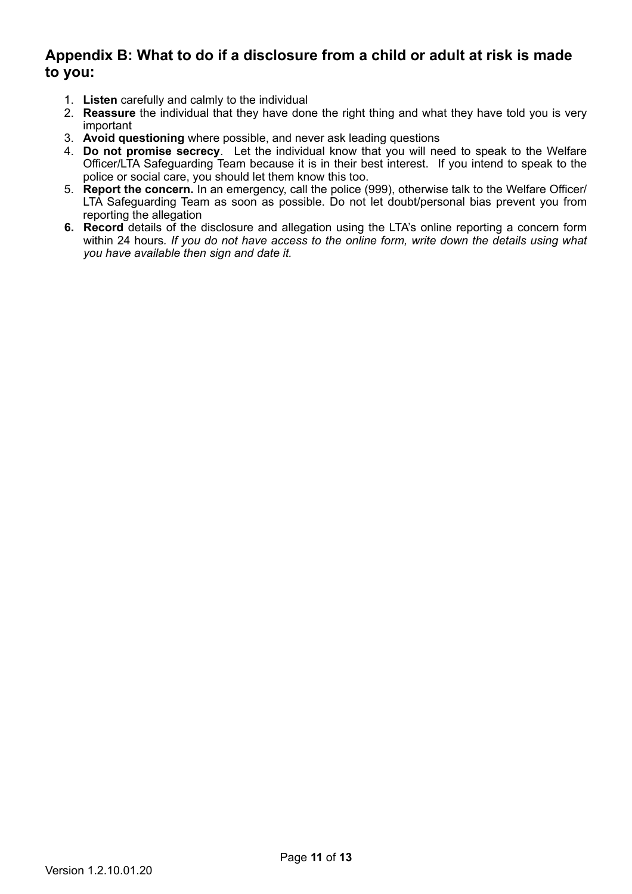## Appendix B: What to do if a disclosure from a child or adult at risk is made to you:

1. **Listen** carefully and calmly to the individual
2. **Reassure** the individual that they have done the right thing and what they have told you is very important
3. **Avoid questioning** where possible, and never ask leading questions
4. **Do not promise secrecy**. Let the individual know that you will need to speak to the Welfare Officer/LTA Safeguarding Team because it is in their best interest. If you intend to speak to the police or social care, you should let them know this too.
5. **Report the concern.** In an emergency, call the police (999), otherwise talk to the Welfare Officer/ LTA Safeguarding Team as soon as possible. Do not let doubt/personal bias prevent you from reporting the allegation
6. **Record** details of the disclosure and allegation using the LTA's online reporting a concern form within 24 hours. *If you do not have access to the online form, write down the details using what you have available then sign and date it.*

Version 1.2.10.01.20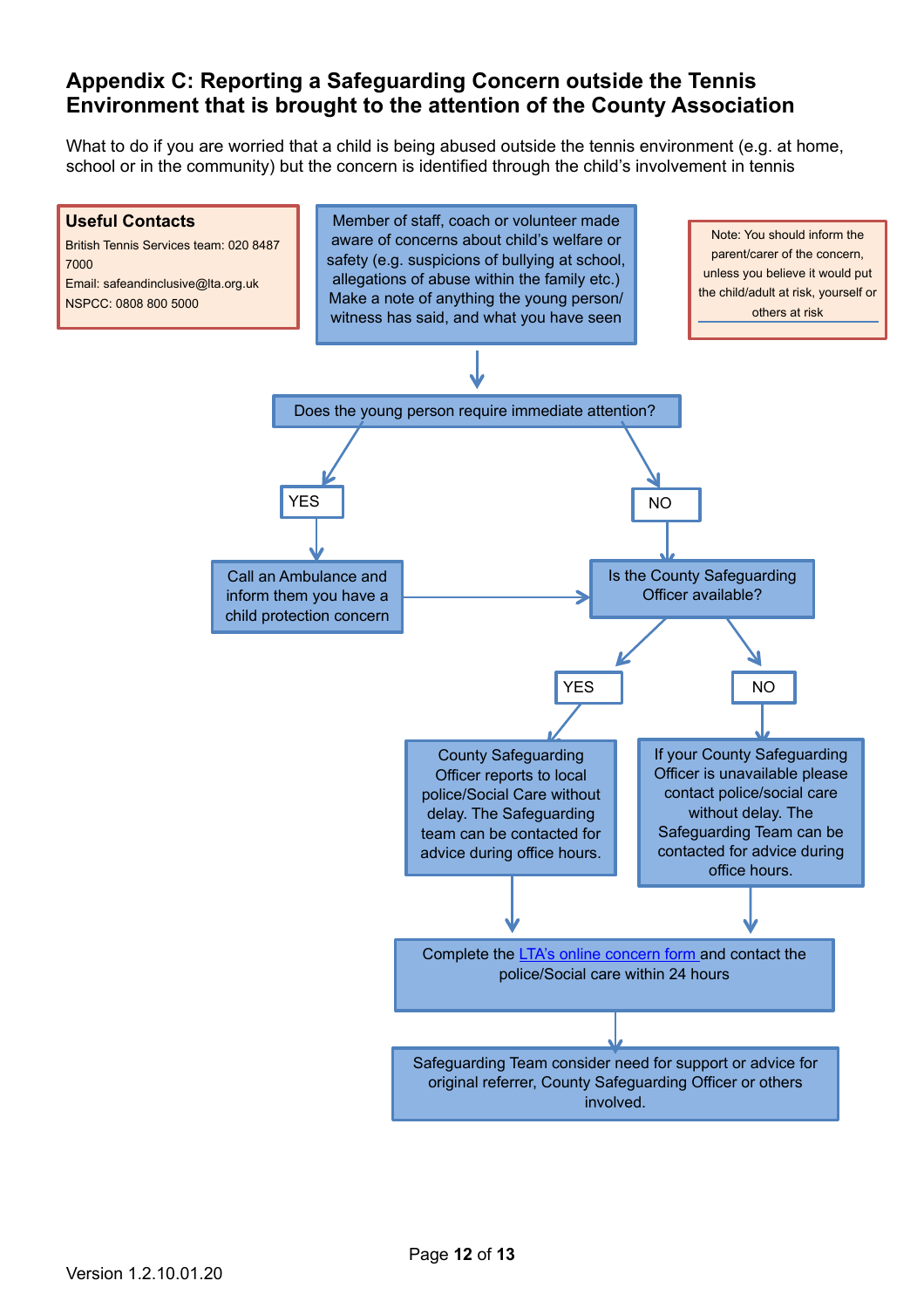## Appendix C: Reporting a Safeguarding Concern outside the Tennis Environment that is brought to the attention of the County Association

What to do if you are worried that a child is being abused outside the tennis environment (e.g. at home, school or in the community) but the concern is identified through the child's involvement in tennis

**Useful Contacts**

British Tennis Services team: 020 8487 7000

Email: safeandinclusive@lta.org.uk

NSPCC: 0808 800 5000

Note: You should inform the parent/carer of the concern, unless you believe it would put the child/adult at risk, yourself or others at risk

Member of staff, coach or volunteer made aware of concerns about child's welfare or safety (e.g. suspicions of bullying at school, allegations of abuse within the family etc.) Make a note of anything the young person/ witness has said, and what you have seen

Does the young person require immediate attention?

- **YES** → Call an Ambulance and inform them you have a child protection concern → Is the County Safeguarding Officer available?
- **NO** → Is the County Safeguarding Officer available?

Is the County Safeguarding Officer available?

- **YES** → County Safeguarding Officer reports to local police/Social Care without delay. The Safeguarding team can be contacted for advice during office hours.
- **NO** → If your County Safeguarding Officer is unavailable please contact police/social care without delay. The Safeguarding Team can be contacted for advice during office hours.

Complete the [LTA's online concern form](#) and contact the police/Social care within 24 hours

Safeguarding Team consider need for support or advice for original referrer, County Safeguarding Officer or others involved.

Version 1.2.10.01.20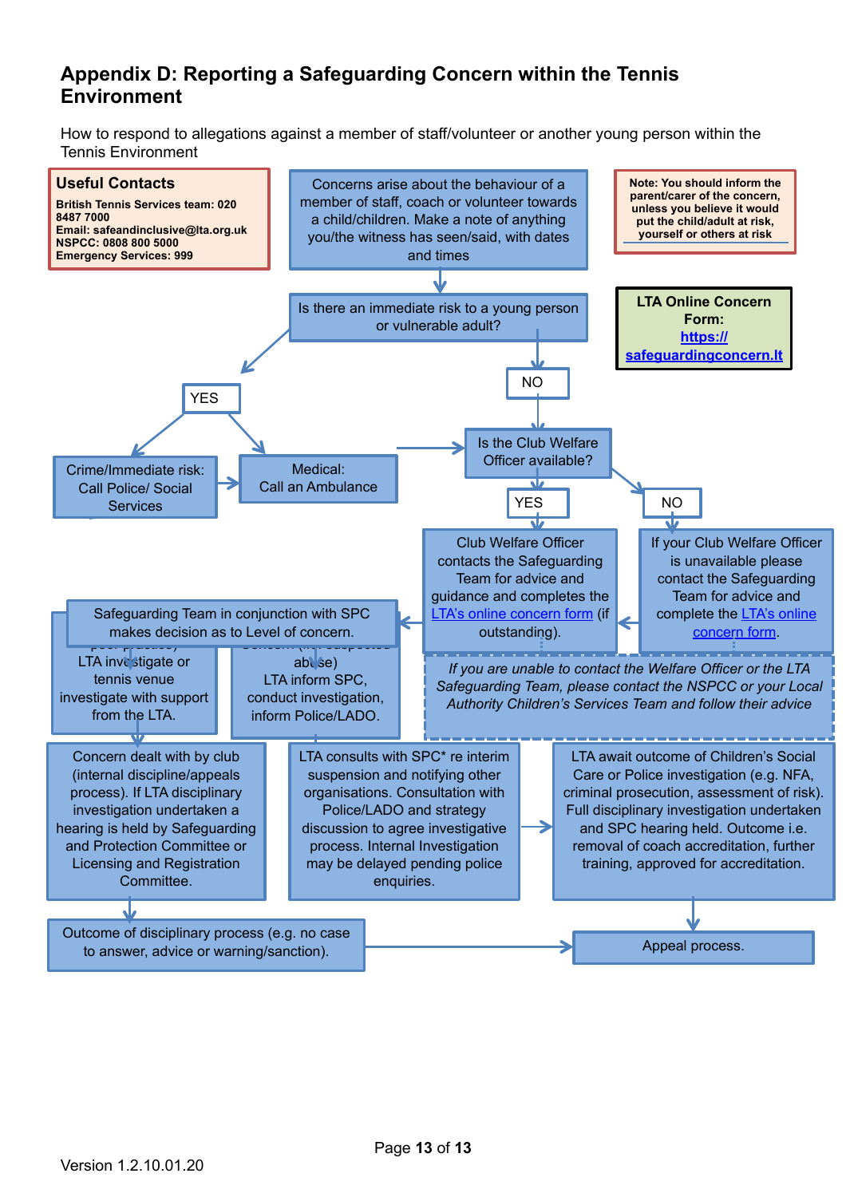## Appendix D: Reporting a Safeguarding Concern within the Tennis Environment

How to respond to allegations against a member of staff/volunteer or another young person within the Tennis Environment

**Useful Contacts**

**British Tennis Services team: 020 8487 7000**
**Email: safeandinclusive@lta.org.uk**
**NSPCC: 0808 800 5000**
**Emergency Services: 999**

Concerns arise about the behaviour of a member of staff, coach or volunteer towards a child/children. Make a note of anything you/the witness has seen/said, with dates and times

**Note: You should inform the parent/carer of the concern, unless you believe it would put the child/adult at risk, yourself or others at risk**

**LTA Online Concern Form:**
**https://safeguardingconcern.lt**

Is there an immediate risk to a young person or vulnerable adult?

YES

Crime/Immediate risk: Call Police/ Social Services

Medical: Call an Ambulance

NO

Is the Club Welfare Officer available?

YES

Club Welfare Officer contacts the Safeguarding Team for advice and guidance and completes the LTA's online concern form (if outstanding).

NO

If your Club Welfare Officer is unavailable please contact the Safeguarding Team for advice and complete the LTA's online concern form.

*If you are unable to contact the Welfare Officer or the LTA Safeguarding Team, please contact the NSPCC or your Local Authority Children's Services Team and follow their advice*

Safeguarding Team in conjunction with SPC makes decision as to Level of concern.

... poor practice) LTA investigate or tennis venue investigate with support from the LTA.

Concern (... suspected abuse) LTA inform SPC, conduct investigation, inform Police/LADO.

Concern dealt with by club (internal discipline/appeals process). If LTA disciplinary investigation undertaken a hearing is held by Safeguarding and Protection Committee or Licensing and Registration Committee.

LTA consults with SPC* re interim suspension and notifying other organisations. Consultation with Police/LADO and strategy discussion to agree investigative process. Internal Investigation may be delayed pending police enquiries.

LTA await outcome of Children's Social Care or Police investigation (e.g. NFA, criminal prosecution, assessment of risk). Full disciplinary investigation undertaken and SPC hearing held. Outcome i.e. removal of coach accreditation, further training, approved for accreditation.

Outcome of disciplinary process (e.g. no case to answer, advice or warning/sanction).

Appeal process.

Version 1.2.10.01.20